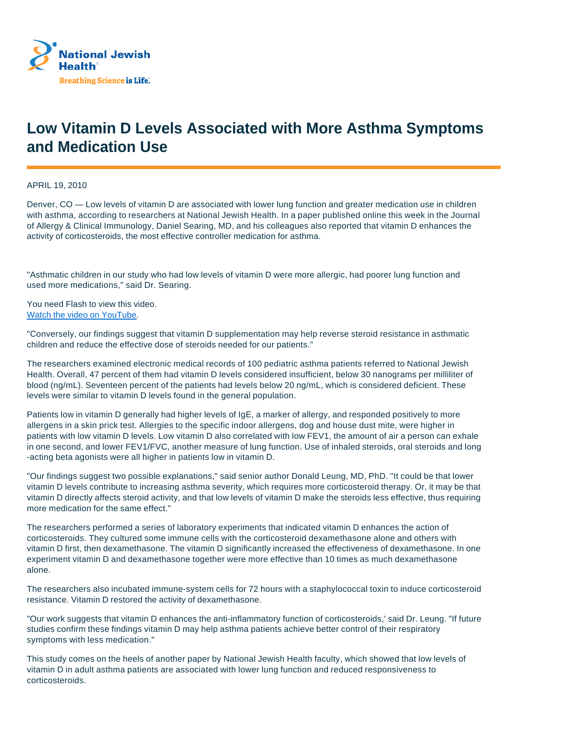National Jewish Health

Breathing Science is Life.

# Low Vitamin D Levels Associated with More Asthma Symptoms and Medication Use

APRIL 19, 2010

Denver, CO — Low levels of vitamin D are associated with lower lung function and greater medication use in children with asthma, according to researchers at National Jewish Health. In a paper published online this week in the Journal of Allergy & Clinical Immunology, Daniel Searing, MD, and his colleagues also reported that vitamin D enhances the activity of corticosteroids, the most effective controller medication for asthma.

"Asthmatic children in our study who had low levels of vitamin D were more allergic, had poorer lung function and used more medications," said Dr. Searing.

You need Flash to view this video.
[Watch the video on YouTube](Watch the video on YouTube).

"Conversely, our findings suggest that vitamin D supplementation may help reverse steroid resistance in asthmatic children and reduce the effective dose of steroids needed for our patients."

The researchers examined electronic medical records of 100 pediatric asthma patients referred to National Jewish Health. Overall, 47 percent of them had vitamin D levels considered insufficient, below 30 nanograms per milliliter of blood (ng/mL). Seventeen percent of the patients had levels below 20 ng/mL, which is considered deficient. These levels were similar to vitamin D levels found in the general population.

Patients low in vitamin D generally had higher levels of IgE, a marker of allergy, and responded positively to more allergens in a skin prick test. Allergies to the specific indoor allergens, dog and house dust mite, were higher in patients with low vitamin D levels. Low vitamin D also correlated with low FEV1, the amount of air a person can exhale in one second, and lower FEV1/FVC, another measure of lung function. Use of inhaled steroids, oral steroids and long-acting beta agonists were all higher in patients low in vitamin D.

"Our findings suggest two possible explanations," said senior author Donald Leung, MD, PhD. "It could be that lower vitamin D levels contribute to increasing asthma severity, which requires more corticosteroid therapy. Or, it may be that vitamin D directly affects steroid activity, and that low levels of vitamin D make the steroids less effective, thus requiring more medication for the same effect."

The researchers performed a series of laboratory experiments that indicated vitamin D enhances the action of corticosteroids. They cultured some immune cells with the corticosteroid dexamethasone alone and others with vitamin D first, then dexamethasone. The vitamin D significantly increased the effectiveness of dexamethasone. In one experiment vitamin D and dexamethasone together were more effective than 10 times as much dexamethasone alone.

The researchers also incubated immune-system cells for 72 hours with a staphylococcal toxin to induce corticosteroid resistance. Vitamin D restored the activity of dexamethasone.

"Our work suggests that vitamin D enhances the anti-inflammatory function of corticosteroids,' said Dr. Leung. "If future studies confirm these findings vitamin D may help asthma patients achieve better control of their respiratory symptoms with less medication."

This study comes on the heels of another paper by National Jewish Health faculty, which showed that low levels of vitamin D in adult asthma patients are associated with lower lung function and reduced responsiveness to corticosteroids.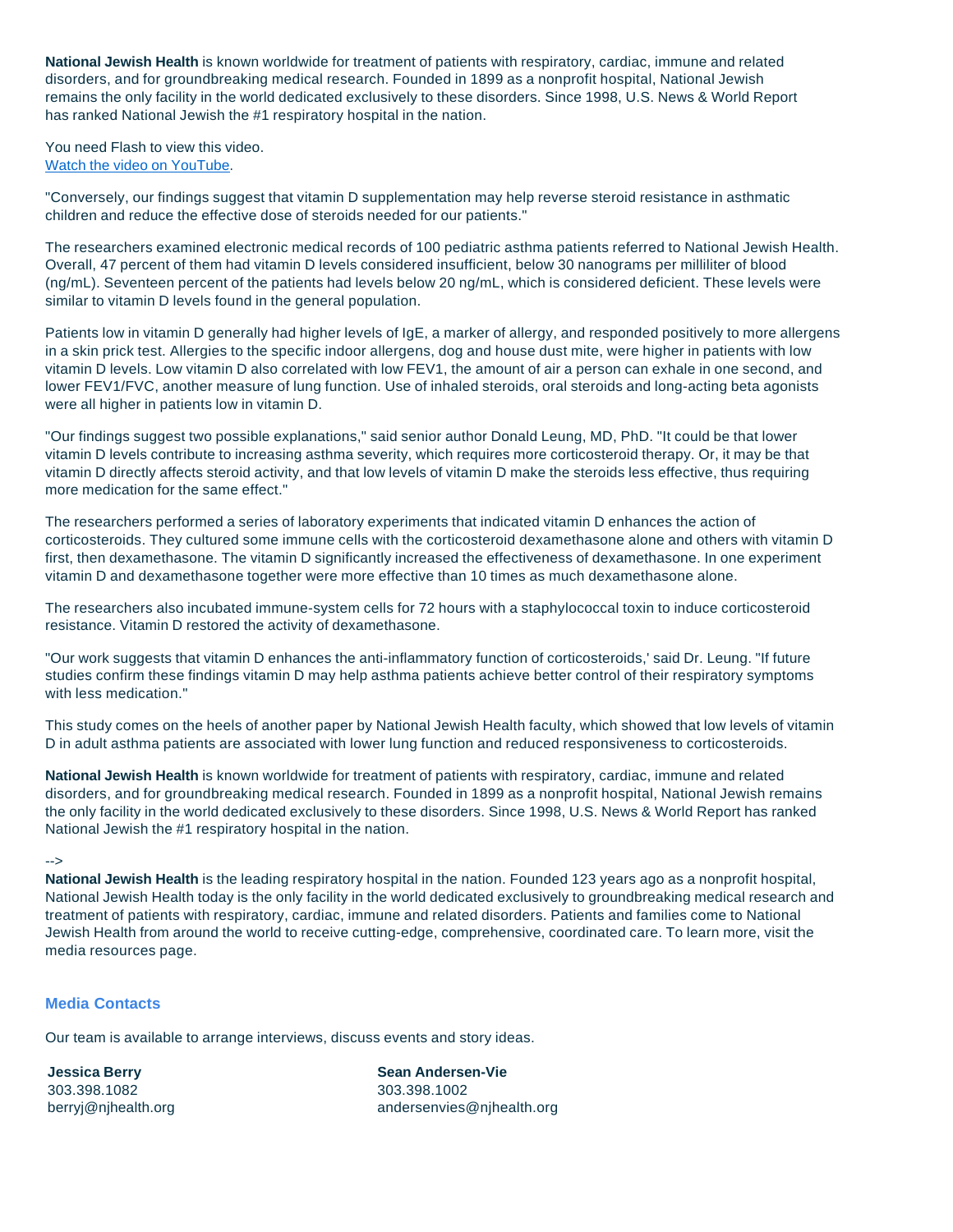**National Jewish Health** is known worldwide for treatment of patients with respiratory, cardiac, immune and related disorders, and for groundbreaking medical research. Founded in 1899 as a nonprofit hospital, National Jewish remains the only facility in the world dedicated exclusively to these disorders. Since 1998, U.S. News & World Report has ranked National Jewish the #1 respiratory hospital in the nation.

You need Flash to view this video.
[Watch the video on YouTube](#).

"Conversely, our findings suggest that vitamin D supplementation may help reverse steroid resistance in asthmatic children and reduce the effective dose of steroids needed for our patients."

The researchers examined electronic medical records of 100 pediatric asthma patients referred to National Jewish Health. Overall, 47 percent of them had vitamin D levels considered insufficient, below 30 nanograms per milliliter of blood (ng/mL). Seventeen percent of the patients had levels below 20 ng/mL, which is considered deficient. These levels were similar to vitamin D levels found in the general population.

Patients low in vitamin D generally had higher levels of IgE, a marker of allergy, and responded positively to more allergens in a skin prick test. Allergies to the specific indoor allergens, dog and house dust mite, were higher in patients with low vitamin D levels. Low vitamin D also correlated with low FEV1, the amount of air a person can exhale in one second, and lower FEV1/FVC, another measure of lung function. Use of inhaled steroids, oral steroids and long-acting beta agonists were all higher in patients low in vitamin D.

"Our findings suggest two possible explanations," said senior author Donald Leung, MD, PhD. "It could be that lower vitamin D levels contribute to increasing asthma severity, which requires more corticosteroid therapy. Or, it may be that vitamin D directly affects steroid activity, and that low levels of vitamin D make the steroids less effective, thus requiring more medication for the same effect."

The researchers performed a series of laboratory experiments that indicated vitamin D enhances the action of corticosteroids. They cultured some immune cells with the corticosteroid dexamethasone alone and others with vitamin D first, then dexamethasone. The vitamin D significantly increased the effectiveness of dexamethasone. In one experiment vitamin D and dexamethasone together were more effective than 10 times as much dexamethasone alone.

The researchers also incubated immune-system cells for 72 hours with a staphylococcal toxin to induce corticosteroid resistance. Vitamin D restored the activity of dexamethasone.

"Our work suggests that vitamin D enhances the anti-inflammatory function of corticosteroids,' said Dr. Leung. "If future studies confirm these findings vitamin D may help asthma patients achieve better control of their respiratory symptoms with less medication."

This study comes on the heels of another paper by National Jewish Health faculty, which showed that low levels of vitamin D in adult asthma patients are associated with lower lung function and reduced responsiveness to corticosteroids.

**National Jewish Health** is known worldwide for treatment of patients with respiratory, cardiac, immune and related disorders, and for groundbreaking medical research. Founded in 1899 as a nonprofit hospital, National Jewish remains the only facility in the world dedicated exclusively to these disorders. Since 1998, U.S. News & World Report has ranked National Jewish the #1 respiratory hospital in the nation.

-->
**National Jewish Health** is the leading respiratory hospital in the nation. Founded 123 years ago as a nonprofit hospital, National Jewish Health today is the only facility in the world dedicated exclusively to groundbreaking medical research and treatment of patients with respiratory, cardiac, immune and related disorders. Patients and families come to National Jewish Health from around the world to receive cutting-edge, comprehensive, coordinated care. To learn more, visit the media resources page.

### Media Contacts

Our team is available to arrange interviews, discuss events and story ideas.

**Jessica Berry**
303.398.1082
berryj@njhealth.org

**Sean Andersen-Vie**
303.398.1002
andersenvies@njhealth.org